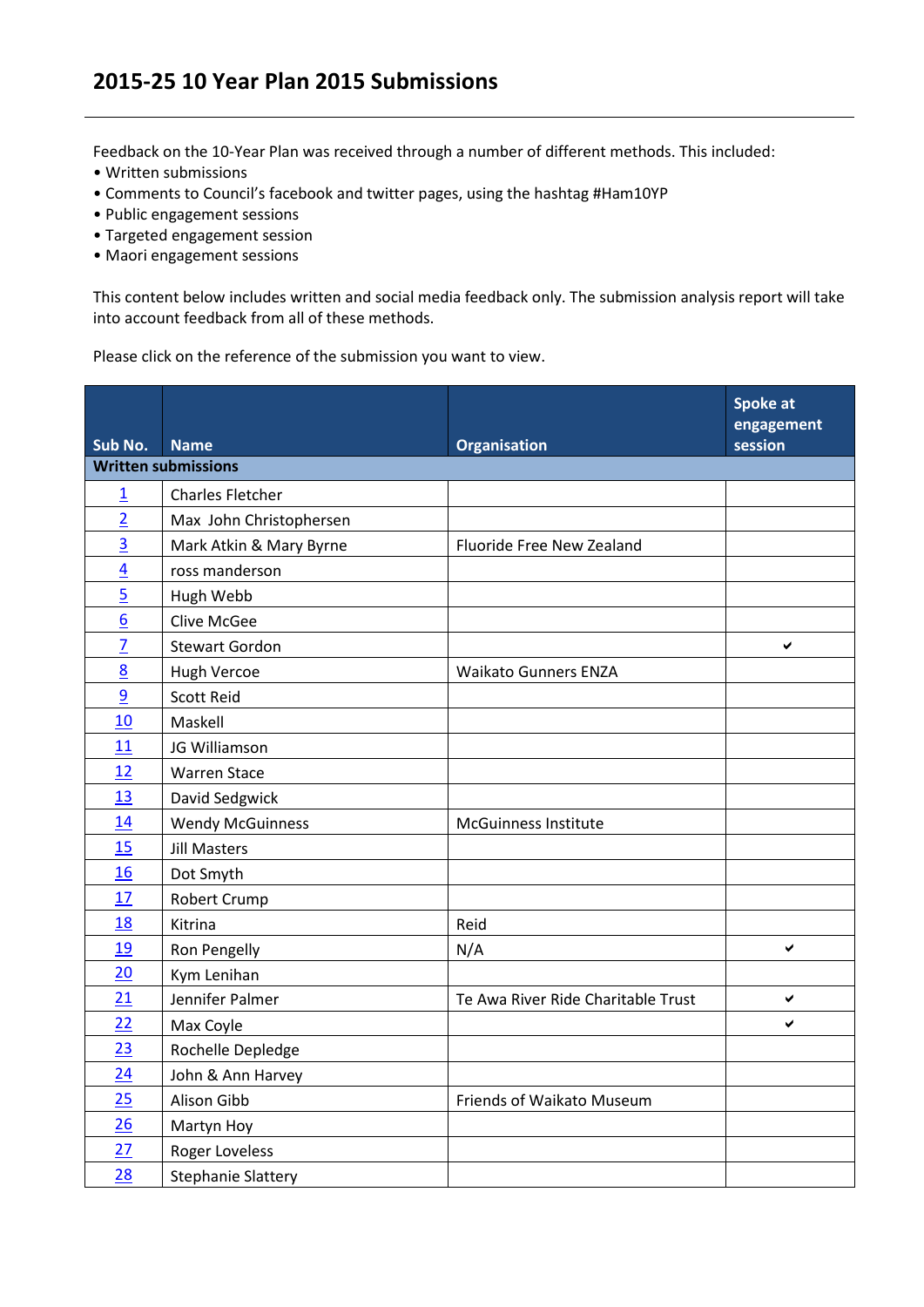# 2015-25 10 Year Plan 2015 Submissions

Feedback on the 10-Year Plan was received through a number of different methods. This included:

- Written submissions
- Comments to Council's facebook and twitter pages, using the hashtag #Ham10YP
- Public engagement sessions
- Targeted engagement session
- Maori engagement sessions

This content below includes written and social media feedback only. The submission analysis report will take into account feedback from all of these methods.

Please click on the reference of the submission you want to view.

| Sub No. | Name | Organisation | Spoke at engagement session |
|---|---|---|---|
| **Written submissions** | | | |
| 1 | Charles Fletcher | | |
| 2 | Max John Christophersen | | |
| 3 | Mark Atkin & Mary Byrne | Fluoride Free New Zealand | |
| 4 | ross manderson | | |
| 5 | Hugh Webb | | |
| 6 | Clive McGee | | |
| 7 | Stewart Gordon | | ✔ |
| 8 | Hugh Vercoe | Waikato Gunners ENZA | |
| 9 | Scott Reid | | |
| 10 | Maskell | | |
| 11 | JG Williamson | | |
| 12 | Warren Stace | | |
| 13 | David Sedgwick | | |
| 14 | Wendy McGuinness | McGuinness Institute | |
| 15 | Jill Masters | | |
| 16 | Dot Smyth | | |
| 17 | Robert Crump | | |
| 18 | Kitrina | Reid | |
| 19 | Ron Pengelly | N/A | ✔ |
| 20 | Kym Lenihan | | |
| 21 | Jennifer Palmer | Te Awa River Ride Charitable Trust | ✔ |
| 22 | Max Coyle | | ✔ |
| 23 | Rochelle Depledge | | |
| 24 | John & Ann Harvey | | |
| 25 | Alison Gibb | Friends of Waikato Museum | |
| 26 | Martyn Hoy | | |
| 27 | Roger Loveless | | |
| 28 | Stephanie Slattery | | |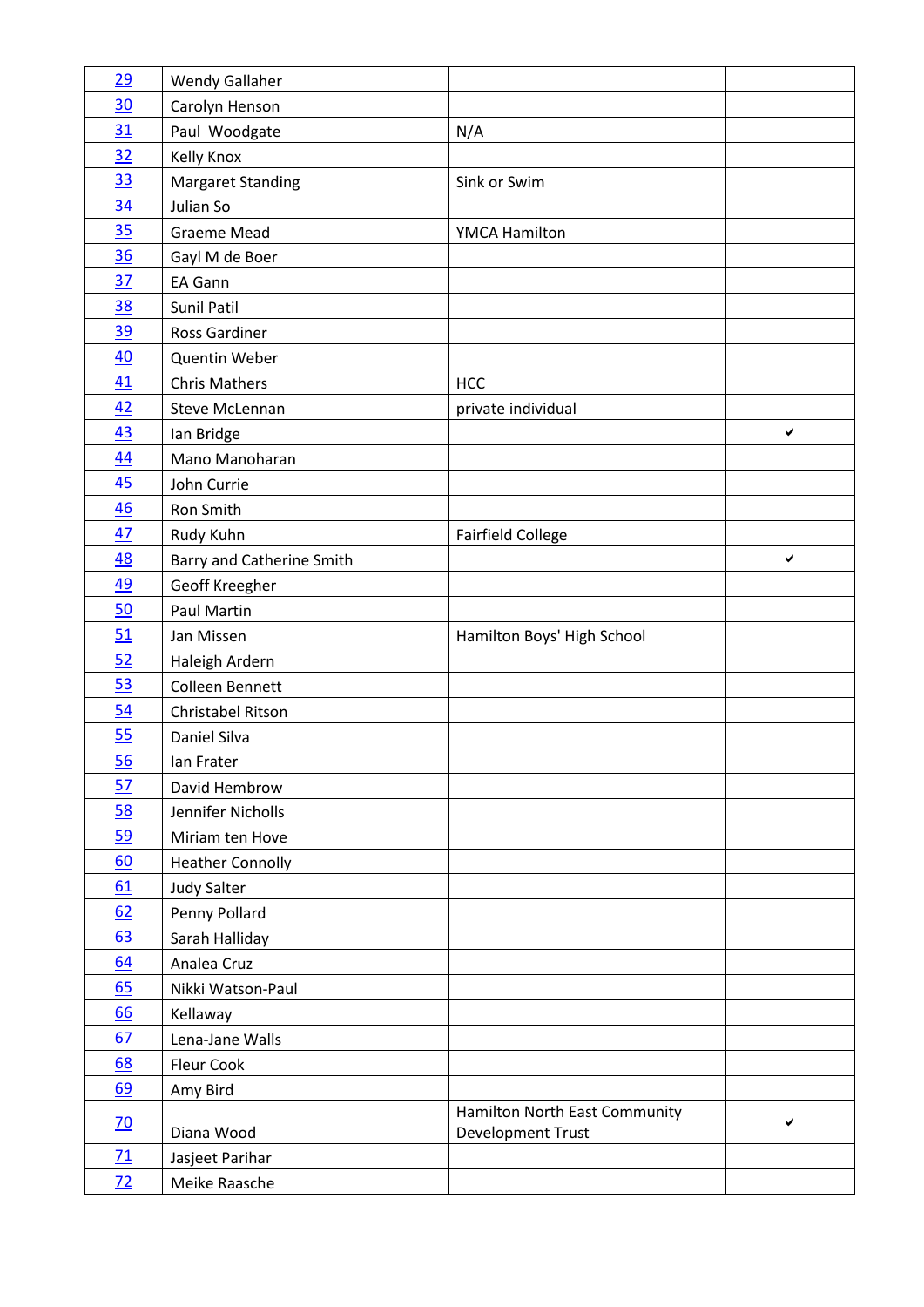| | | | |
|---|---|---|---|
| 29 | Wendy Gallaher | | |
| 30 | Carolyn Henson | | |
| 31 | Paul Woodgate | N/A | |
| 32 | Kelly Knox | | |
| 33 | Margaret Standing | Sink or Swim | |
| 34 | Julian So | | |
| 35 | Graeme Mead | YMCA Hamilton | |
| 36 | Gayl M de Boer | | |
| 37 | EA Gann | | |
| 38 | Sunil Patil | | |
| 39 | Ross Gardiner | | |
| 40 | Quentin Weber | | |
| 41 | Chris Mathers | HCC | |
| 42 | Steve McLennan | private individual | |
| 43 | Ian Bridge | | ✔ |
| 44 | Mano Manoharan | | |
| 45 | John Currie | | |
| 46 | Ron Smith | | |
| 47 | Rudy Kuhn | Fairfield College | |
| 48 | Barry and Catherine Smith | | ✔ |
| 49 | Geoff Kreegher | | |
| 50 | Paul Martin | | |
| 51 | Jan Missen | Hamilton Boys' High School | |
| 52 | Haleigh Ardern | | |
| 53 | Colleen Bennett | | |
| 54 | Christabel Ritson | | |
| 55 | Daniel Silva | | |
| 56 | Ian Frater | | |
| 57 | David Hembrow | | |
| 58 | Jennifer Nicholls | | |
| 59 | Miriam ten Hove | | |
| 60 | Heather Connolly | | |
| 61 | Judy Salter | | |
| 62 | Penny Pollard | | |
| 63 | Sarah Halliday | | |
| 64 | Analea Cruz | | |
| 65 | Nikki Watson-Paul | | |
| 66 | Kellaway | | |
| 67 | Lena-Jane Walls | | |
| 68 | Fleur Cook | | |
| 69 | Amy Bird | | |
| 70 | Diana Wood | Hamilton North East Community Development Trust | ✔ |
| 71 | Jasjeet Parihar | | |
| 72 | Meike Raasche | | |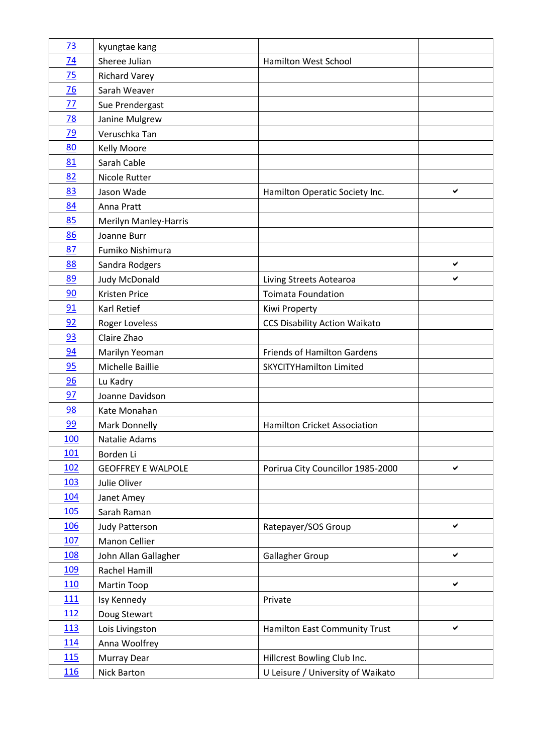| | | | |
|---|---|---|---|
| 73 | kyungtae kang | | |
| 74 | Sheree Julian | Hamilton West School | |
| 75 | Richard Varey | | |
| 76 | Sarah Weaver | | |
| 77 | Sue Prendergast | | |
| 78 | Janine Mulgrew | | |
| 79 | Veruschka Tan | | |
| 80 | Kelly Moore | | |
| 81 | Sarah Cable | | |
| 82 | Nicole Rutter | | |
| 83 | Jason Wade | Hamilton Operatic Society Inc. | ✔ |
| 84 | Anna Pratt | | |
| 85 | Merilyn Manley-Harris | | |
| 86 | Joanne Burr | | |
| 87 | Fumiko Nishimura | | |
| 88 | Sandra Rodgers | | ✔ |
| 89 | Judy McDonald | Living Streets Aotearoa | ✔ |
| 90 | Kristen Price | Toimata Foundation | |
| 91 | Karl Retief | Kiwi Property | |
| 92 | Roger Loveless | CCS Disability Action Waikato | |
| 93 | Claire Zhao | | |
| 94 | Marilyn Yeoman | Friends of Hamilton Gardens | |
| 95 | Michelle Baillie | SKYCITYHamilton Limited | |
| 96 | Lu Kadry | | |
| 97 | Joanne Davidson | | |
| 98 | Kate Monahan | | |
| 99 | Mark Donnelly | Hamilton Cricket Association | |
| 100 | Natalie Adams | | |
| 101 | Borden Li | | |
| 102 | GEOFFREY E WALPOLE | Porirua City Councillor 1985-2000 | ✔ |
| 103 | Julie Oliver | | |
| 104 | Janet Amey | | |
| 105 | Sarah Raman | | |
| 106 | Judy Patterson | Ratepayer/SOS Group | ✔ |
| 107 | Manon Cellier | | |
| 108 | John Allan Gallagher | Gallagher Group | ✔ |
| 109 | Rachel Hamill | | |
| 110 | Martin Toop | | ✔ |
| 111 | Isy Kennedy | Private | |
| 112 | Doug Stewart | | |
| 113 | Lois Livingston | Hamilton East Community Trust | ✔ |
| 114 | Anna Woolfrey | | |
| 115 | Murray Dear | Hillcrest Bowling Club Inc. | |
| 116 | Nick Barton | U Leisure / University of Waikato | |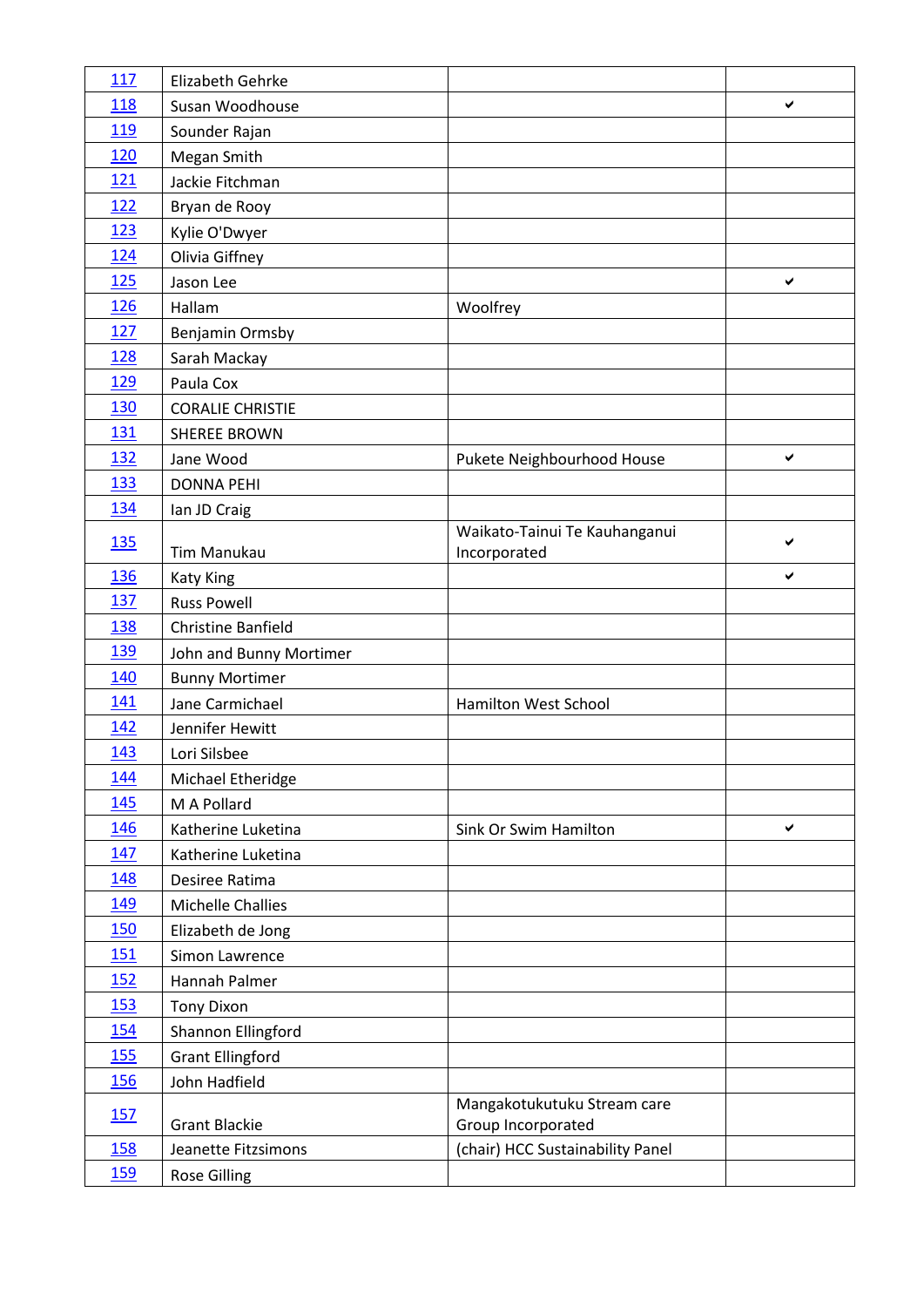| 117 | Elizabeth Gehrke | | |
|---|---|---|---|
| 118 | Susan Woodhouse | | ✔ |
| 119 | Sounder Rajan | | |
| 120 | Megan Smith | | |
| 121 | Jackie Fitchman | | |
| 122 | Bryan de Rooy | | |
| 123 | Kylie O'Dwyer | | |
| 124 | Olivia Giffney | | |
| 125 | Jason Lee | | ✔ |
| 126 | Hallam | Woolfrey | |
| 127 | Benjamin Ormsby | | |
| 128 | Sarah Mackay | | |
| 129 | Paula Cox | | |
| 130 | CORALIE CHRISTIE | | |
| 131 | SHEREE BROWN | | |
| 132 | Jane Wood | Pukete Neighbourhood House | ✔ |
| 133 | DONNA PEHI | | |
| 134 | Ian JD Craig | | |
| 135 | Tim Manukau | Waikato-Tainui Te Kauhanganui Incorporated | ✔ |
| 136 | Katy King | | ✔ |
| 137 | Russ Powell | | |
| 138 | Christine Banfield | | |
| 139 | John and Bunny Mortimer | | |
| 140 | Bunny Mortimer | | |
| 141 | Jane Carmichael | Hamilton West School | |
| 142 | Jennifer Hewitt | | |
| 143 | Lori Silsbee | | |
| 144 | Michael Etheridge | | |
| 145 | M A Pollard | | |
| 146 | Katherine Luketina | Sink Or Swim Hamilton | ✔ |
| 147 | Katherine Luketina | | |
| 148 | Desiree Ratima | | |
| 149 | Michelle Challies | | |
| 150 | Elizabeth de Jong | | |
| 151 | Simon Lawrence | | |
| 152 | Hannah Palmer | | |
| 153 | Tony Dixon | | |
| 154 | Shannon Ellingford | | |
| 155 | Grant Ellingford | | |
| 156 | John Hadfield | | |
| 157 | Grant Blackie | Mangakotukutuku Stream care Group Incorporated | |
| 158 | Jeanette Fitzsimons | (chair) HCC Sustainability Panel | |
| 159 | Rose Gilling | | |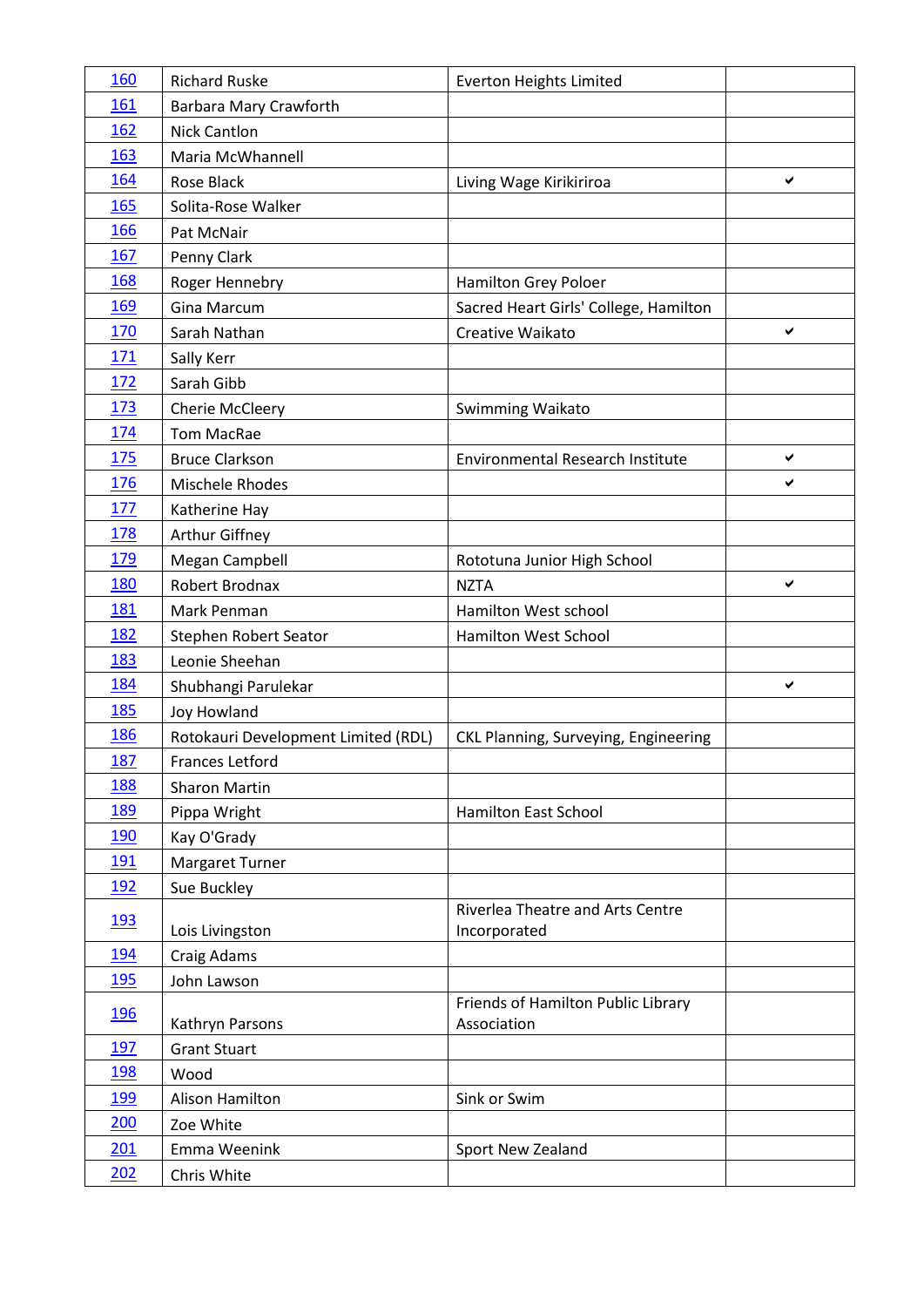| | | | |
|---|---|---|---|
| 160 | Richard Ruske | Everton Heights Limited | |
| 161 | Barbara Mary Crawforth | | |
| 162 | Nick Cantlon | | |
| 163 | Maria McWhannell | | |
| 164 | Rose Black | Living Wage Kirikiriroa | ✔ |
| 165 | Solita-Rose Walker | | |
| 166 | Pat McNair | | |
| 167 | Penny Clark | | |
| 168 | Roger Hennebry | Hamilton Grey Poloer | |
| 169 | Gina Marcum | Sacred Heart Girls' College, Hamilton | |
| 170 | Sarah Nathan | Creative Waikato | ✔ |
| 171 | Sally Kerr | | |
| 172 | Sarah Gibb | | |
| 173 | Cherie McCleery | Swimming Waikato | |
| 174 | Tom MacRae | | |
| 175 | Bruce Clarkson | Environmental Research Institute | ✔ |
| 176 | Mischele Rhodes | | ✔ |
| 177 | Katherine Hay | | |
| 178 | Arthur Giffney | | |
| 179 | Megan Campbell | Rototuna Junior High School | |
| 180 | Robert Brodnax | NZTA | ✔ |
| 181 | Mark Penman | Hamilton West school | |
| 182 | Stephen Robert Seator | Hamilton West School | |
| 183 | Leonie Sheehan | | |
| 184 | Shubhangi Parulekar | | ✔ |
| 185 | Joy Howland | | |
| 186 | Rotokauri Development Limited (RDL) | CKL Planning, Surveying, Engineering | |
| 187 | Frances Letford | | |
| 188 | Sharon Martin | | |
| 189 | Pippa Wright | Hamilton East School | |
| 190 | Kay O'Grady | | |
| 191 | Margaret Turner | | |
| 192 | Sue Buckley | | |
| 193 | Lois Livingston | Riverlea Theatre and Arts Centre Incorporated | |
| 194 | Craig Adams | | |
| 195 | John Lawson | | |
| 196 | Kathryn Parsons | Friends of Hamilton Public Library Association | |
| 197 | Grant Stuart | | |
| 198 | Wood | | |
| 199 | Alison Hamilton | Sink or Swim | |
| 200 | Zoe White | | |
| 201 | Emma Weenink | Sport New Zealand | |
| 202 | Chris White | | |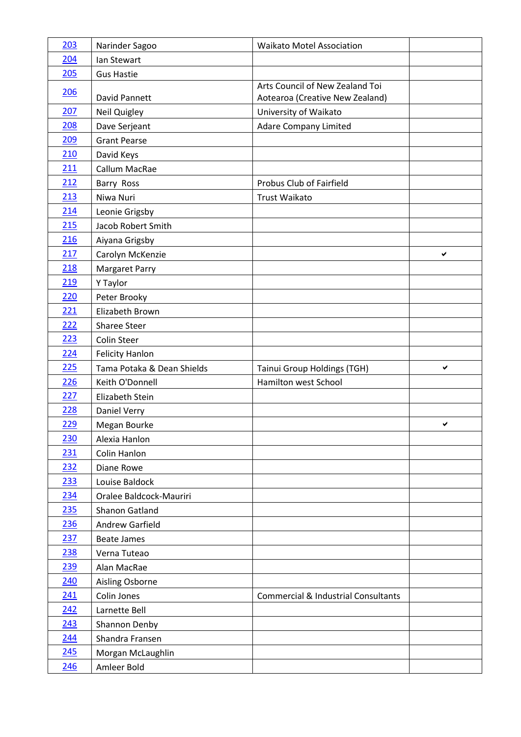| 203 | Narinder Sagoo | Waikato Motel Association | |
|---|---|---|---|
| 204 | Ian Stewart | | |
| 205 | Gus Hastie | | |
| 206 | David Pannett | Arts Council of New Zealand Toi Aotearoa (Creative New Zealand) | |
| 207 | Neil Quigley | University of Waikato | |
| 208 | Dave Serjeant | Adare Company Limited | |
| 209 | Grant Pearse | | |
| 210 | David Keys | | |
| 211 | Callum MacRae | | |
| 212 | Barry Ross | Probus Club of Fairfield | |
| 213 | Niwa Nuri | Trust Waikato | |
| 214 | Leonie Grigsby | | |
| 215 | Jacob Robert Smith | | |
| 216 | Aiyana Grigsby | | |
| 217 | Carolyn McKenzie | | ✔ |
| 218 | Margaret Parry | | |
| 219 | Y Taylor | | |
| 220 | Peter Brooky | | |
| 221 | Elizabeth Brown | | |
| 222 | Sharee Steer | | |
| 223 | Colin Steer | | |
| 224 | Felicity Hanlon | | |
| 225 | Tama Potaka & Dean Shields | Tainui Group Holdings (TGH) | ✔ |
| 226 | Keith O'Donnell | Hamilton west School | |
| 227 | Elizabeth Stein | | |
| 228 | Daniel Verry | | |
| 229 | Megan Bourke | | ✔ |
| 230 | Alexia Hanlon | | |
| 231 | Colin Hanlon | | |
| 232 | Diane Rowe | | |
| 233 | Louise Baldock | | |
| 234 | Oralee Baldcock-Mauriri | | |
| 235 | Shanon Gatland | | |
| 236 | Andrew Garfield | | |
| 237 | Beate James | | |
| 238 | Verna Tuteao | | |
| 239 | Alan MacRae | | |
| 240 | Aisling Osborne | | |
| 241 | Colin Jones | Commercial & Industrial Consultants | |
| 242 | Larnette Bell | | |
| 243 | Shannon Denby | | |
| 244 | Shandra Fransen | | |
| 245 | Morgan McLaughlin | | |
| 246 | Amleer Bold | | |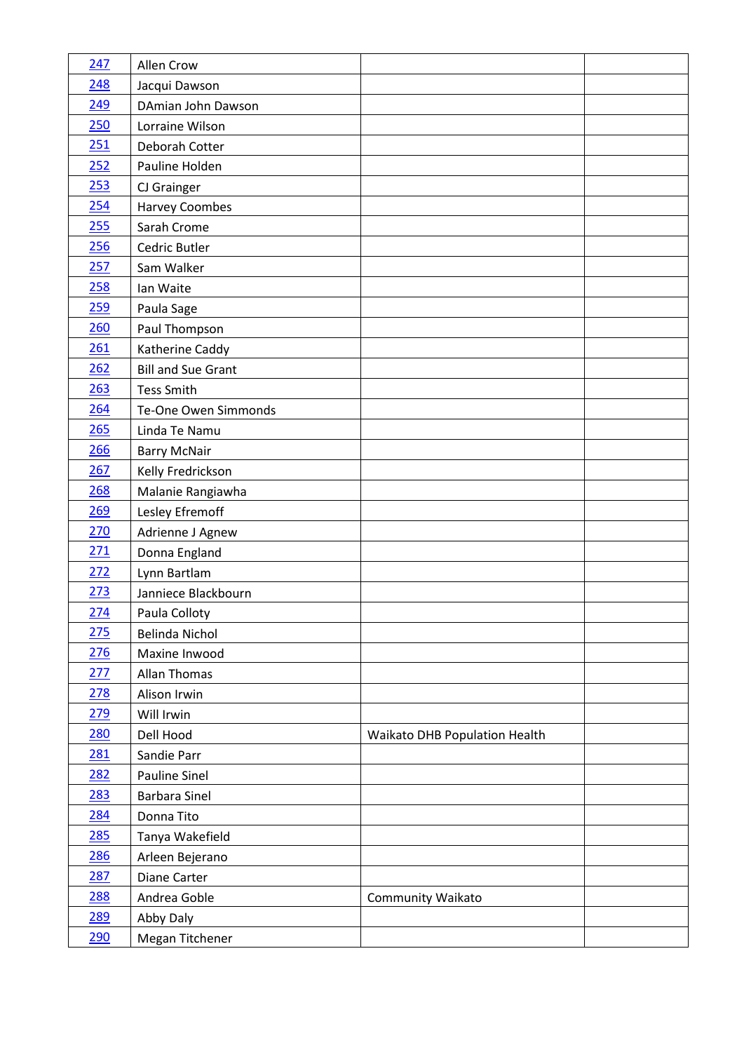| 247 | Allen Crow | | |
|---|---|---|---|
| 248 | Jacqui Dawson | | |
| 249 | DAmian John Dawson | | |
| 250 | Lorraine Wilson | | |
| 251 | Deborah Cotter | | |
| 252 | Pauline Holden | | |
| 253 | CJ Grainger | | |
| 254 | Harvey Coombes | | |
| 255 | Sarah Crome | | |
| 256 | Cedric Butler | | |
| 257 | Sam Walker | | |
| 258 | Ian Waite | | |
| 259 | Paula Sage | | |
| 260 | Paul Thompson | | |
| 261 | Katherine Caddy | | |
| 262 | Bill and Sue Grant | | |
| 263 | Tess Smith | | |
| 264 | Te-One Owen Simmonds | | |
| 265 | Linda Te Namu | | |
| 266 | Barry McNair | | |
| 267 | Kelly Fredrickson | | |
| 268 | Malanie Rangiawha | | |
| 269 | Lesley Efremoff | | |
| 270 | Adrienne J Agnew | | |
| 271 | Donna England | | |
| 272 | Lynn Bartlam | | |
| 273 | Janniece Blackbourn | | |
| 274 | Paula Colloty | | |
| 275 | Belinda Nichol | | |
| 276 | Maxine Inwood | | |
| 277 | Allan Thomas | | |
| 278 | Alison Irwin | | |
| 279 | Will Irwin | | |
| 280 | Dell Hood | Waikato DHB Population Health | |
| 281 | Sandie Parr | | |
| 282 | Pauline Sinel | | |
| 283 | Barbara Sinel | | |
| 284 | Donna Tito | | |
| 285 | Tanya Wakefield | | |
| 286 | Arleen Bejerano | | |
| 287 | Diane Carter | | |
| 288 | Andrea Goble | Community Waikato | |
| 289 | Abby Daly | | |
| 290 | Megan Titchener | | |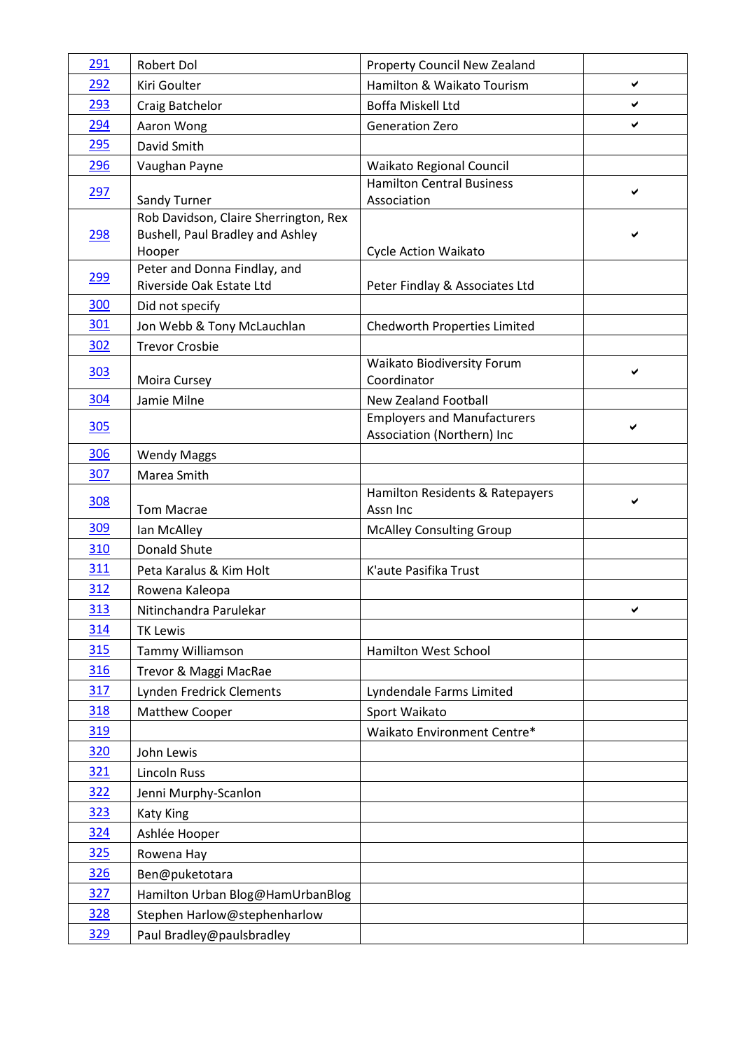| | | | |
|---|---|---|---|
| 291 | Robert Dol | Property Council New Zealand | |
| 292 | Kiri Goulter | Hamilton & Waikato Tourism | ✔ |
| 293 | Craig Batchelor | Boffa Miskell Ltd | ✔ |
| 294 | Aaron Wong | Generation Zero | ✔ |
| 295 | David Smith | | |
| 296 | Vaughan Payne | Waikato Regional Council | |
| 297 | Sandy Turner | Hamilton Central Business Association | ✔ |
| 298 | Rob Davidson, Claire Sherrington, Rex Bushell, Paul Bradley and Ashley Hooper | Cycle Action Waikato | ✔ |
| 299 | Peter and Donna Findlay, and Riverside Oak Estate Ltd | Peter Findlay & Associates Ltd | |
| 300 | Did not specify | | |
| 301 | Jon Webb & Tony McLauchlan | Chedworth Properties Limited | |
| 302 | Trevor Crosbie | | |
| 303 | Moira Cursey | Waikato Biodiversity Forum Coordinator | ✔ |
| 304 | Jamie Milne | New Zealand Football | |
| 305 | | Employers and Manufacturers Association (Northern) Inc | ✔ |
| 306 | Wendy Maggs | | |
| 307 | Marea Smith | | |
| 308 | Tom Macrae | Hamilton Residents & Ratepayers Assn Inc | ✔ |
| 309 | Ian McAlley | McAlley Consulting Group | |
| 310 | Donald Shute | | |
| 311 | Peta Karalus & Kim Holt | K'aute Pasifika Trust | |
| 312 | Rowena Kaleopa | | |
| 313 | Nitinchandra Parulekar | | ✔ |
| 314 | TK Lewis | | |
| 315 | Tammy Williamson | Hamilton West School | |
| 316 | Trevor & Maggi MacRae | | |
| 317 | Lynden Fredrick Clements | Lyndendale Farms Limited | |
| 318 | Matthew Cooper | Sport Waikato | |
| 319 | | Waikato Environment Centre* | |
| 320 | John Lewis | | |
| 321 | Lincoln Russ | | |
| 322 | Jenni Murphy-Scanlon | | |
| 323 | Katy King | | |
| 324 | Ashlée Hooper | | |
| 325 | Rowena Hay | | |
| 326 | Ben@puketotara | | |
| 327 | Hamilton Urban Blog@HamUrbanBlog | | |
| 328 | Stephen Harlow@stephenharlow | | |
| 329 | Paul Bradley@paulsbradley | | |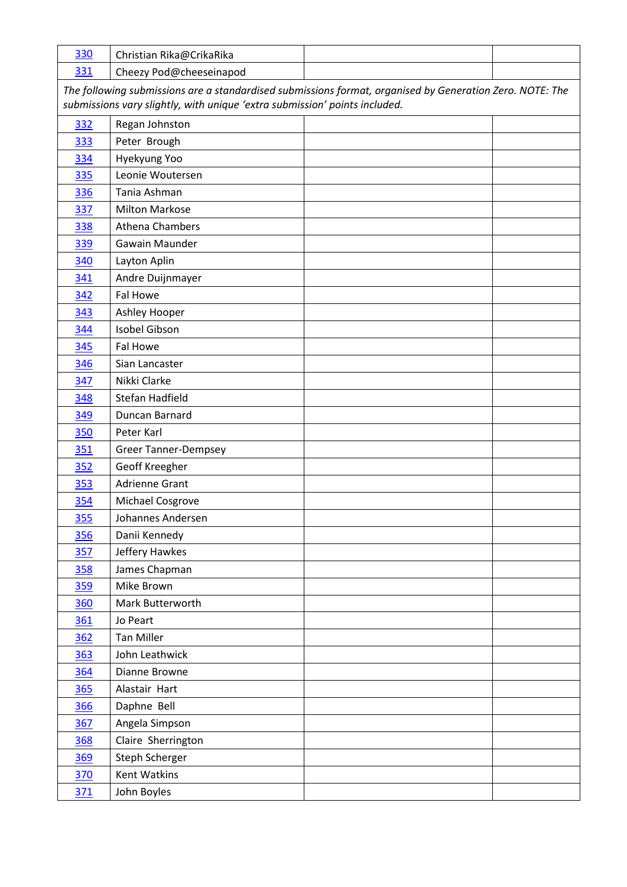| | | | |
|---|---|---|---|
| 330 | Christian Rika@CrikaRika | | |
| 331 | Cheezy Pod@cheeseinapod | | |
| *The following submissions are a standardised submissions format, organised by Generation Zero. NOTE: The submissions vary slightly, with unique 'extra submission' points included.* | | | |
| 332 | Regan Johnston | | |
| 333 | Peter Brough | | |
| 334 | Hyekyung Yoo | | |
| 335 | Leonie Woutersen | | |
| 336 | Tania Ashman | | |
| 337 | Milton Markose | | |
| 338 | Athena Chambers | | |
| 339 | Gawain Maunder | | |
| 340 | Layton Aplin | | |
| 341 | Andre Duijnmayer | | |
| 342 | Fal Howe | | |
| 343 | Ashley Hooper | | |
| 344 | Isobel Gibson | | |
| 345 | Fal Howe | | |
| 346 | Sian Lancaster | | |
| 347 | Nikki Clarke | | |
| 348 | Stefan Hadfield | | |
| 349 | Duncan Barnard | | |
| 350 | Peter Karl | | |
| 351 | Greer Tanner-Dempsey | | |
| 352 | Geoff Kreegher | | |
| 353 | Adrienne Grant | | |
| 354 | Michael Cosgrove | | |
| 355 | Johannes Andersen | | |
| 356 | Danii Kennedy | | |
| 357 | Jeffery Hawkes | | |
| 358 | James Chapman | | |
| 359 | Mike Brown | | |
| 360 | Mark Butterworth | | |
| 361 | Jo Peart | | |
| 362 | Tan Miller | | |
| 363 | John Leathwick | | |
| 364 | Dianne Browne | | |
| 365 | Alastair Hart | | |
| 366 | Daphne Bell | | |
| 367 | Angela Simpson | | |
| 368 | Claire Sherrington | | |
| 369 | Steph Scherger | | |
| 370 | Kent Watkins | | |
| 371 | John Boyles | | |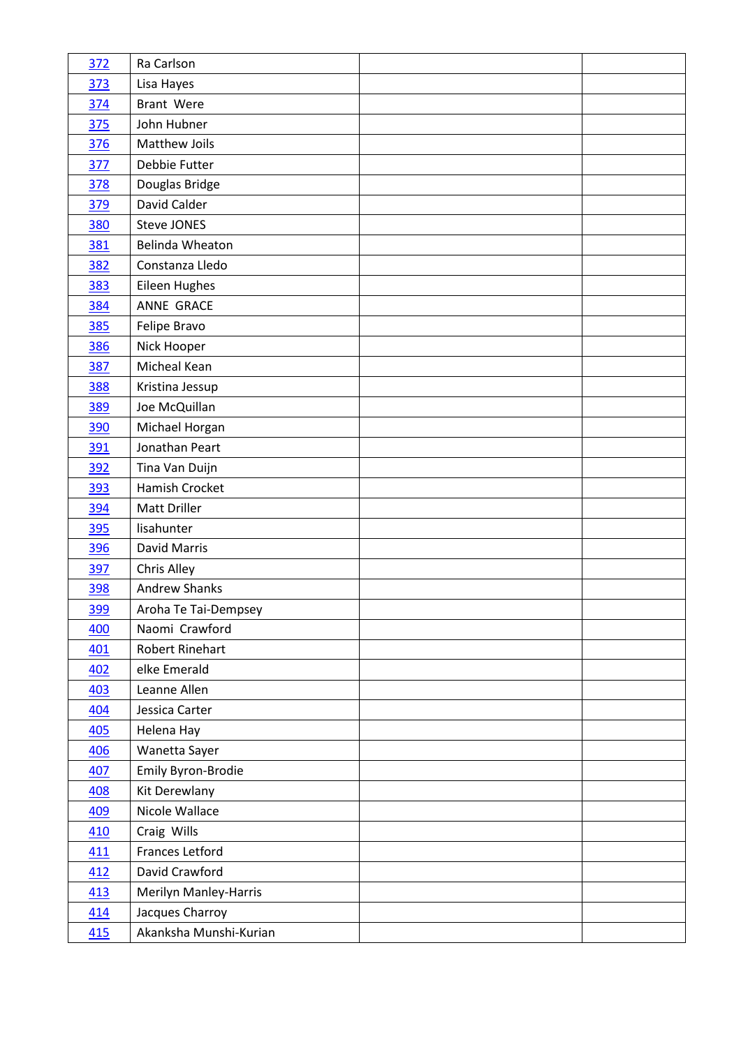| | | | |
|---|---|---|---|
| 372 | Ra Carlson | | |
| 373 | Lisa Hayes | | |
| 374 | Brant Were | | |
| 375 | John Hubner | | |
| 376 | Matthew Joils | | |
| 377 | Debbie Futter | | |
| 378 | Douglas Bridge | | |
| 379 | David Calder | | |
| 380 | Steve JONES | | |
| 381 | Belinda Wheaton | | |
| 382 | Constanza Lledo | | |
| 383 | Eileen Hughes | | |
| 384 | ANNE GRACE | | |
| 385 | Felipe Bravo | | |
| 386 | Nick Hooper | | |
| 387 | Micheal Kean | | |
| 388 | Kristina Jessup | | |
| 389 | Joe McQuillan | | |
| 390 | Michael Horgan | | |
| 391 | Jonathan Peart | | |
| 392 | Tina Van Duijn | | |
| 393 | Hamish Crocket | | |
| 394 | Matt Driller | | |
| 395 | lisahunter | | |
| 396 | David Marris | | |
| 397 | Chris Alley | | |
| 398 | Andrew Shanks | | |
| 399 | Aroha Te Tai-Dempsey | | |
| 400 | Naomi Crawford | | |
| 401 | Robert Rinehart | | |
| 402 | elke Emerald | | |
| 403 | Leanne Allen | | |
| 404 | Jessica Carter | | |
| 405 | Helena Hay | | |
| 406 | Wanetta Sayer | | |
| 407 | Emily Byron-Brodie | | |
| 408 | Kit Derewlany | | |
| 409 | Nicole Wallace | | |
| 410 | Craig Wills | | |
| 411 | Frances Letford | | |
| 412 | David Crawford | | |
| 413 | Merilyn Manley-Harris | | |
| 414 | Jacques Charroy | | |
| 415 | Akanksha Munshi-Kurian | | |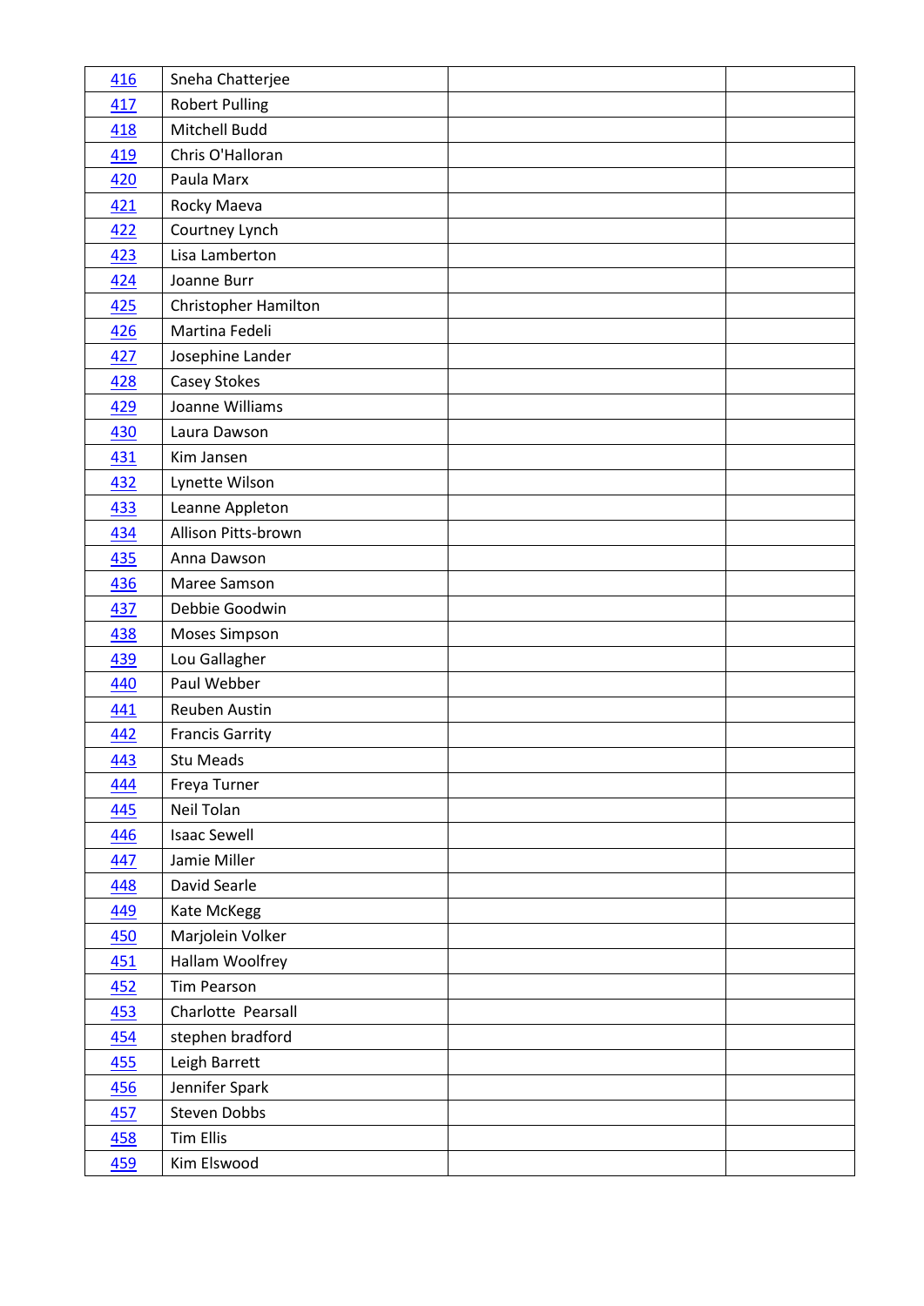| | | | |
|---|---|---|---|
| 416 | Sneha Chatterjee | | |
| 417 | Robert Pulling | | |
| 418 | Mitchell Budd | | |
| 419 | Chris O'Halloran | | |
| 420 | Paula Marx | | |
| 421 | Rocky Maeva | | |
| 422 | Courtney Lynch | | |
| 423 | Lisa Lamberton | | |
| 424 | Joanne Burr | | |
| 425 | Christopher Hamilton | | |
| 426 | Martina Fedeli | | |
| 427 | Josephine Lander | | |
| 428 | Casey Stokes | | |
| 429 | Joanne Williams | | |
| 430 | Laura Dawson | | |
| 431 | Kim Jansen | | |
| 432 | Lynette Wilson | | |
| 433 | Leanne Appleton | | |
| 434 | Allison Pitts-brown | | |
| 435 | Anna Dawson | | |
| 436 | Maree Samson | | |
| 437 | Debbie Goodwin | | |
| 438 | Moses Simpson | | |
| 439 | Lou Gallagher | | |
| 440 | Paul Webber | | |
| 441 | Reuben Austin | | |
| 442 | Francis Garrity | | |
| 443 | Stu Meads | | |
| 444 | Freya Turner | | |
| 445 | Neil Tolan | | |
| 446 | Isaac Sewell | | |
| 447 | Jamie Miller | | |
| 448 | David Searle | | |
| 449 | Kate McKegg | | |
| 450 | Marjolein Volker | | |
| 451 | Hallam Woolfrey | | |
| 452 | Tim Pearson | | |
| 453 | Charlotte Pearsall | | |
| 454 | stephen bradford | | |
| 455 | Leigh Barrett | | |
| 456 | Jennifer Spark | | |
| 457 | Steven Dobbs | | |
| 458 | Tim Ellis | | |
| 459 | Kim Elswood | | |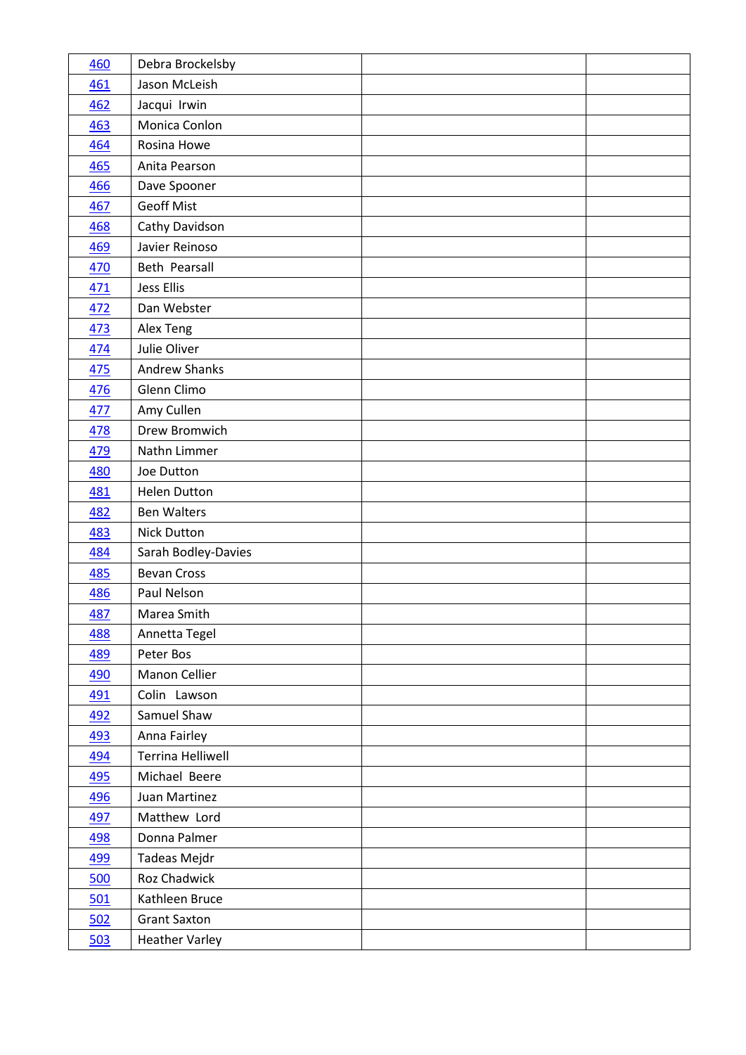| | | | |
|---|---|---|---|
| 460 | Debra Brockelsby | | |
| 461 | Jason McLeish | | |
| 462 | Jacqui Irwin | | |
| 463 | Monica Conlon | | |
| 464 | Rosina Howe | | |
| 465 | Anita Pearson | | |
| 466 | Dave Spooner | | |
| 467 | Geoff Mist | | |
| 468 | Cathy Davidson | | |
| 469 | Javier Reinoso | | |
| 470 | Beth Pearsall | | |
| 471 | Jess Ellis | | |
| 472 | Dan Webster | | |
| 473 | Alex Teng | | |
| 474 | Julie Oliver | | |
| 475 | Andrew Shanks | | |
| 476 | Glenn Climo | | |
| 477 | Amy Cullen | | |
| 478 | Drew Bromwich | | |
| 479 | Nathn Limmer | | |
| 480 | Joe Dutton | | |
| 481 | Helen Dutton | | |
| 482 | Ben Walters | | |
| 483 | Nick Dutton | | |
| 484 | Sarah Bodley-Davies | | |
| 485 | Bevan Cross | | |
| 486 | Paul Nelson | | |
| 487 | Marea Smith | | |
| 488 | Annetta Tegel | | |
| 489 | Peter Bos | | |
| 490 | Manon Cellier | | |
| 491 | Colin Lawson | | |
| 492 | Samuel Shaw | | |
| 493 | Anna Fairley | | |
| 494 | Terrina Helliwell | | |
| 495 | Michael Beere | | |
| 496 | Juan Martinez | | |
| 497 | Matthew Lord | | |
| 498 | Donna Palmer | | |
| 499 | Tadeas Mejdr | | |
| 500 | Roz Chadwick | | |
| 501 | Kathleen Bruce | | |
| 502 | Grant Saxton | | |
| 503 | Heather Varley | | |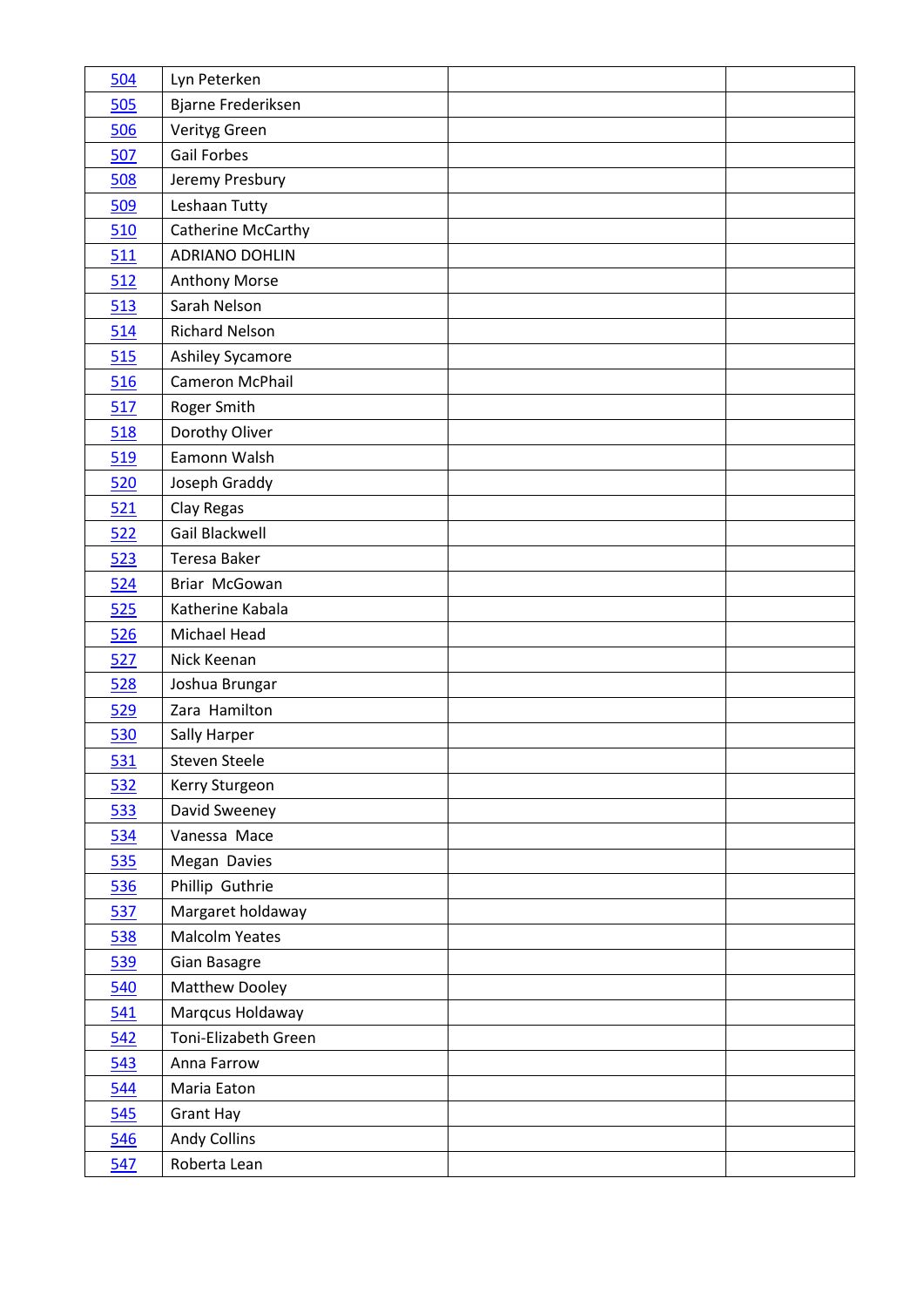| | | | |
|---|---|---|---|
| 504 | Lyn Peterken | | |
| 505 | Bjarne Frederiksen | | |
| 506 | Verityg Green | | |
| 507 | Gail Forbes | | |
| 508 | Jeremy Presbury | | |
| 509 | Leshaan Tutty | | |
| 510 | Catherine McCarthy | | |
| 511 | ADRIANO DOHLIN | | |
| 512 | Anthony Morse | | |
| 513 | Sarah Nelson | | |
| 514 | Richard Nelson | | |
| 515 | Ashiley Sycamore | | |
| 516 | Cameron McPhail | | |
| 517 | Roger Smith | | |
| 518 | Dorothy Oliver | | |
| 519 | Eamonn Walsh | | |
| 520 | Joseph Graddy | | |
| 521 | Clay Regas | | |
| 522 | Gail Blackwell | | |
| 523 | Teresa Baker | | |
| 524 | Briar McGowan | | |
| 525 | Katherine Kabala | | |
| 526 | Michael Head | | |
| 527 | Nick Keenan | | |
| 528 | Joshua Brungar | | |
| 529 | Zara Hamilton | | |
| 530 | Sally Harper | | |
| 531 | Steven Steele | | |
| 532 | Kerry Sturgeon | | |
| 533 | David Sweeney | | |
| 534 | Vanessa Mace | | |
| 535 | Megan Davies | | |
| 536 | Phillip Guthrie | | |
| 537 | Margaret holdaway | | |
| 538 | Malcolm Yeates | | |
| 539 | Gian Basagre | | |
| 540 | Matthew Dooley | | |
| 541 | Marqcus Holdaway | | |
| 542 | Toni-Elizabeth Green | | |
| 543 | Anna Farrow | | |
| 544 | Maria Eaton | | |
| 545 | Grant Hay | | |
| 546 | Andy Collins | | |
| 547 | Roberta Lean | | |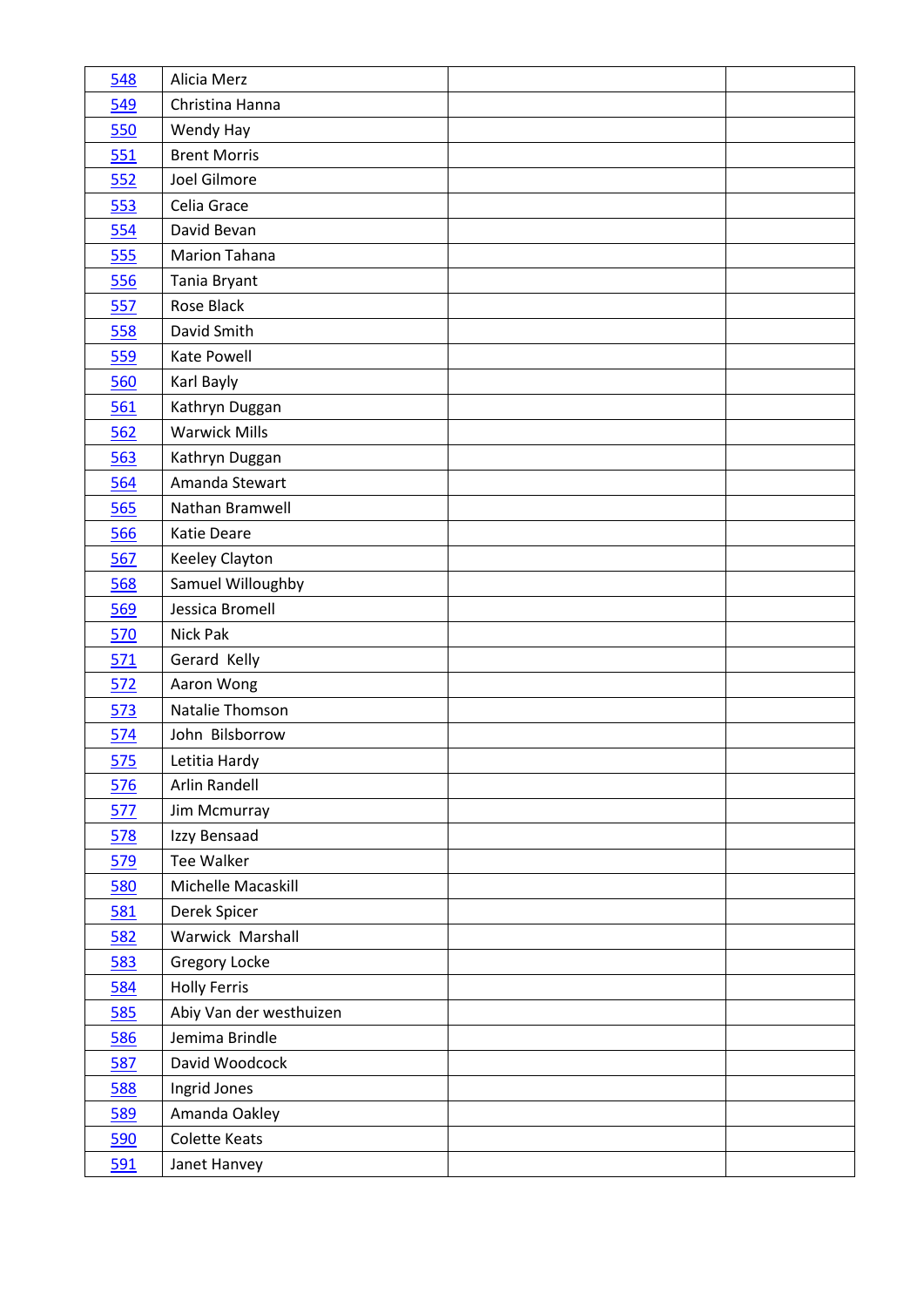| | | | |
|---|---|---|---|
| 548 | Alicia Merz | | |
| 549 | Christina Hanna | | |
| 550 | Wendy Hay | | |
| 551 | Brent Morris | | |
| 552 | Joel Gilmore | | |
| 553 | Celia Grace | | |
| 554 | David Bevan | | |
| 555 | Marion Tahana | | |
| 556 | Tania Bryant | | |
| 557 | Rose Black | | |
| 558 | David Smith | | |
| 559 | Kate Powell | | |
| 560 | Karl Bayly | | |
| 561 | Kathryn Duggan | | |
| 562 | Warwick Mills | | |
| 563 | Kathryn Duggan | | |
| 564 | Amanda Stewart | | |
| 565 | Nathan Bramwell | | |
| 566 | Katie Deare | | |
| 567 | Keeley Clayton | | |
| 568 | Samuel Willoughby | | |
| 569 | Jessica Bromell | | |
| 570 | Nick Pak | | |
| 571 | Gerard Kelly | | |
| 572 | Aaron Wong | | |
| 573 | Natalie Thomson | | |
| 574 | John Bilsborrow | | |
| 575 | Letitia Hardy | | |
| 576 | Arlin Randell | | |
| 577 | Jim Mcmurray | | |
| 578 | Izzy Bensaad | | |
| 579 | Tee Walker | | |
| 580 | Michelle Macaskill | | |
| 581 | Derek Spicer | | |
| 582 | Warwick Marshall | | |
| 583 | Gregory Locke | | |
| 584 | Holly Ferris | | |
| 585 | Abiy Van der westhuizen | | |
| 586 | Jemima Brindle | | |
| 587 | David Woodcock | | |
| 588 | Ingrid Jones | | |
| 589 | Amanda Oakley | | |
| 590 | Colette Keats | | |
| 591 | Janet Hanvey | | |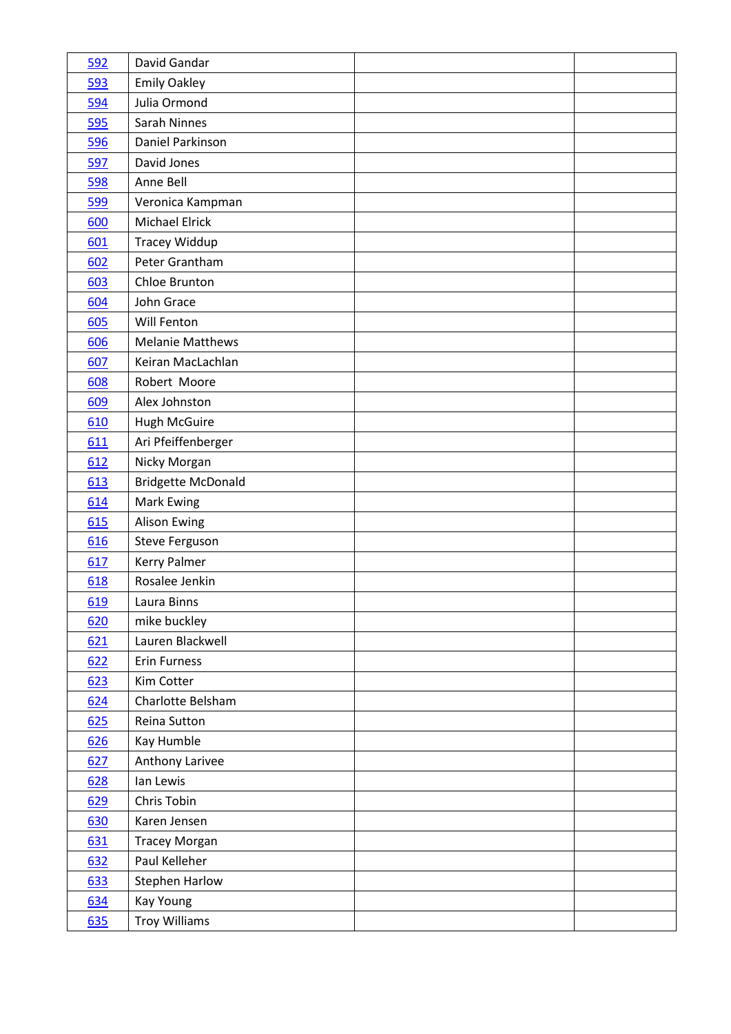| | | | |
|---|---|---|---|
| 592 | David Gandar | | |
| 593 | Emily Oakley | | |
| 594 | Julia Ormond | | |
| 595 | Sarah Ninnes | | |
| 596 | Daniel Parkinson | | |
| 597 | David Jones | | |
| 598 | Anne Bell | | |
| 599 | Veronica Kampman | | |
| 600 | Michael Elrick | | |
| 601 | Tracey Widdup | | |
| 602 | Peter Grantham | | |
| 603 | Chloe Brunton | | |
| 604 | John Grace | | |
| 605 | Will Fenton | | |
| 606 | Melanie Matthews | | |
| 607 | Keiran MacLachlan | | |
| 608 | Robert Moore | | |
| 609 | Alex Johnston | | |
| 610 | Hugh McGuire | | |
| 611 | Ari Pfeiffenberger | | |
| 612 | Nicky Morgan | | |
| 613 | Bridgette McDonald | | |
| 614 | Mark Ewing | | |
| 615 | Alison Ewing | | |
| 616 | Steve Ferguson | | |
| 617 | Kerry Palmer | | |
| 618 | Rosalee Jenkin | | |
| 619 | Laura Binns | | |
| 620 | mike buckley | | |
| 621 | Lauren Blackwell | | |
| 622 | Erin Furness | | |
| 623 | Kim Cotter | | |
| 624 | Charlotte Belsham | | |
| 625 | Reina Sutton | | |
| 626 | Kay Humble | | |
| 627 | Anthony Larivee | | |
| 628 | Ian Lewis | | |
| 629 | Chris Tobin | | |
| 630 | Karen Jensen | | |
| 631 | Tracey Morgan | | |
| 632 | Paul Kelleher | | |
| 633 | Stephen Harlow | | |
| 634 | Kay Young | | |
| 635 | Troy Williams | | |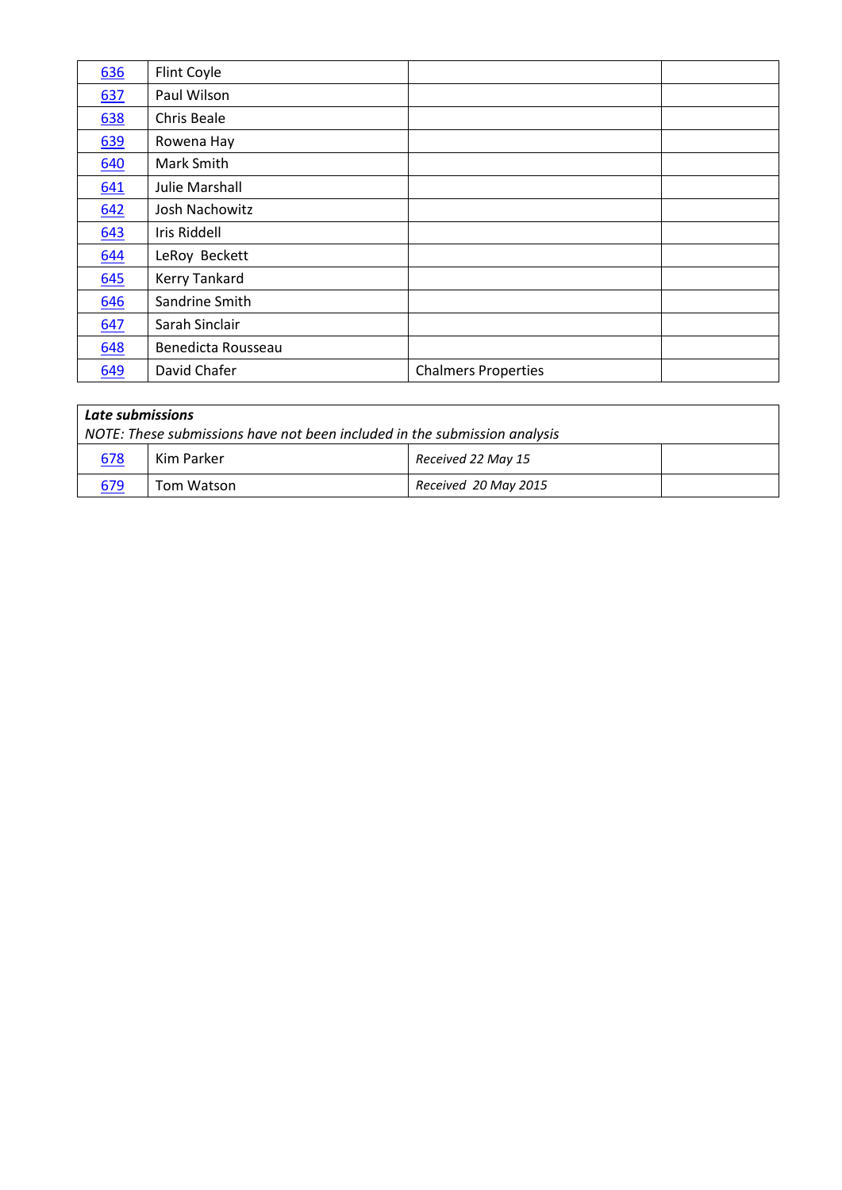| | | | |
|---|---|---|---|
| 636 | Flint Coyle | | |
| 637 | Paul Wilson | | |
| 638 | Chris Beale | | |
| 639 | Rowena Hay | | |
| 640 | Mark Smith | | |
| 641 | Julie Marshall | | |
| 642 | Josh Nachowitz | | |
| 643 | Iris Riddell | | |
| 644 | LeRoy Beckett | | |
| 645 | Kerry Tankard | | |
| 646 | Sandrine Smith | | |
| 647 | Sarah Sinclair | | |
| 648 | Benedicta Rousseau | | |
| 649 | David Chafer | Chalmers Properties | |

***Late submissions***

*NOTE: These submissions have not been included in the submission analysis*

| | | | |
|---|---|---|---|
| 678 | Kim Parker | *Received 22 May 15* | |
| 679 | Tom Watson | *Received 20 May 2015* | |